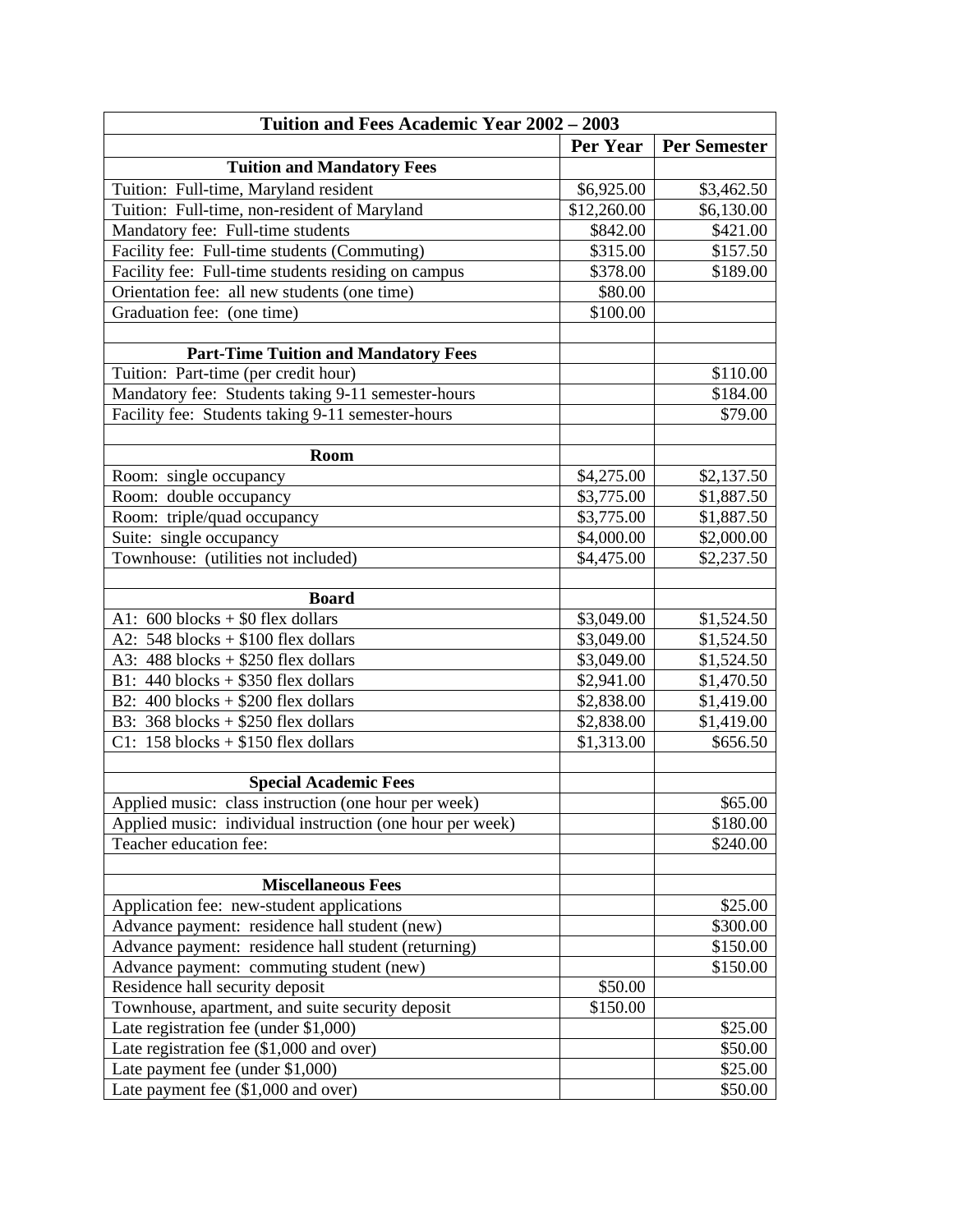| Tuition and Fees Academic Year 2002 – 2003 | | |
|---|---|---|
| | **Per Year** | **Per Semester** |
| **Tuition and Mandatory Fees** | | |
| Tuition: Full-time, Maryland resident | $6,925.00 | $3,462.50 |
| Tuition: Full-time, non-resident of Maryland | $12,260.00 | $6,130.00 |
| Mandatory fee: Full-time students | $842.00 | $421.00 |
| Facility fee: Full-time students (Commuting) | $315.00 | $157.50 |
| Facility fee: Full-time students residing on campus | $378.00 | $189.00 |
| Orientation fee: all new students (one time) | $80.00 | |
| Graduation fee: (one time) | $100.00 | |
| | | |
| **Part-Time Tuition and Mandatory Fees** | | |
| Tuition: Part-time (per credit hour) | | $110.00 |
| Mandatory fee: Students taking 9-11 semester-hours | | $184.00 |
| Facility fee: Students taking 9-11 semester-hours | | $79.00 |
| | | |
| **Room** | | |
| Room: single occupancy | $4,275.00 | $2,137.50 |
| Room: double occupancy | $3,775.00 | $1,887.50 |
| Room: triple/quad occupancy | $3,775.00 | $1,887.50 |
| Suite: single occupancy | $4,000.00 | $2,000.00 |
| Townhouse: (utilities not included) | $4,475.00 | $2,237.50 |
| | | |
| **Board** | | |
| A1: 600 blocks + $0 flex dollars | $3,049.00 | $1,524.50 |
| A2: 548 blocks + $100 flex dollars | $3,049.00 | $1,524.50 |
| A3: 488 blocks + $250 flex dollars | $3,049.00 | $1,524.50 |
| B1: 440 blocks + $350 flex dollars | $2,941.00 | $1,470.50 |
| B2: 400 blocks + $200 flex dollars | $2,838.00 | $1,419.00 |
| B3: 368 blocks + $250 flex dollars | $2,838.00 | $1,419.00 |
| C1: 158 blocks + $150 flex dollars | $1,313.00 | $656.50 |
| | | |
| **Special Academic Fees** | | |
| Applied music: class instruction (one hour per week) | | $65.00 |
| Applied music: individual instruction (one hour per week) | | $180.00 |
| Teacher education fee: | | $240.00 |
| | | |
| **Miscellaneous Fees** | | |
| Application fee: new-student applications | | $25.00 |
| Advance payment: residence hall student (new) | | $300.00 |
| Advance payment: residence hall student (returning) | | $150.00 |
| Advance payment: commuting student (new) | | $150.00 |
| Residence hall security deposit | $50.00 | |
| Townhouse, apartment, and suite security deposit | $150.00 | |
| Late registration fee (under $1,000) | | $25.00 |
| Late registration fee ($1,000 and over) | | $50.00 |
| Late payment fee (under $1,000) | | $25.00 |
| Late payment fee ($1,000 and over) | | $50.00 |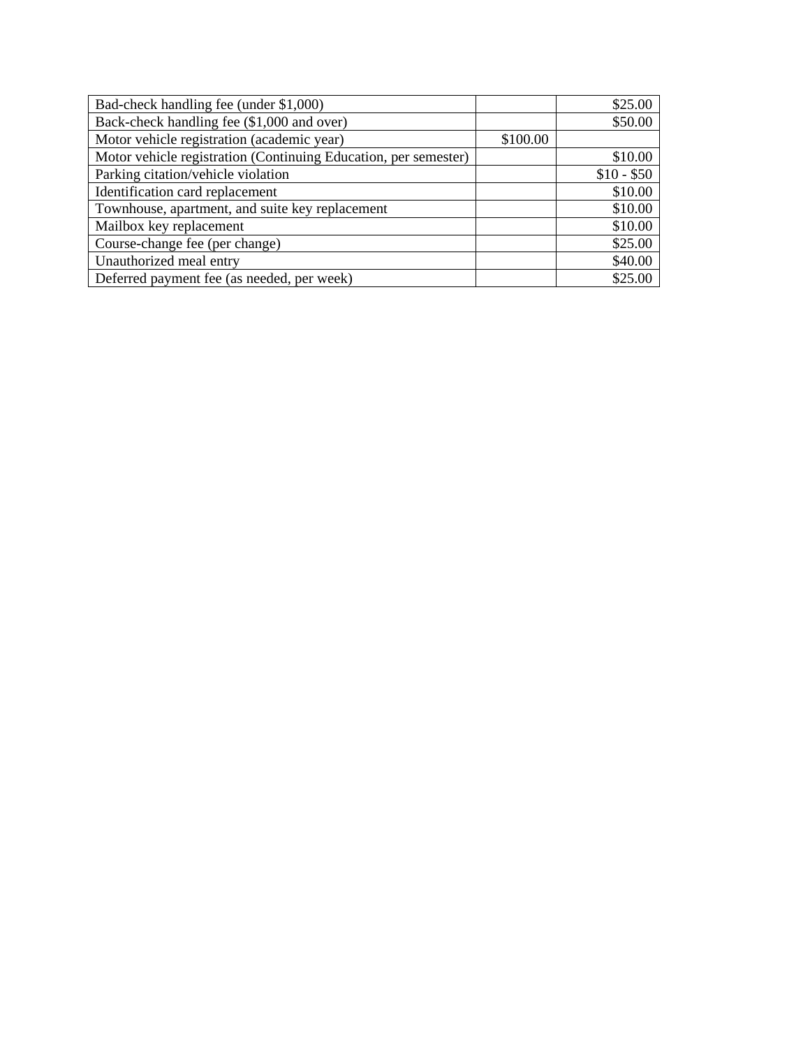| | | |
|---|---|---|
| Bad-check handling fee (under $1,000) | | $25.00 |
| Back-check handling fee ($1,000 and over) | | $50.00 |
| Motor vehicle registration (academic year) | $100.00 | |
| Motor vehicle registration (Continuing Education, per semester) | | $10.00 |
| Parking citation/vehicle violation | | $10 - $50 |
| Identification card replacement | | $10.00 |
| Townhouse, apartment, and suite key replacement | | $10.00 |
| Mailbox key replacement | | $10.00 |
| Course-change fee (per change) | | $25.00 |
| Unauthorized meal entry | | $40.00 |
| Deferred payment fee (as needed, per week) | | $25.00 |